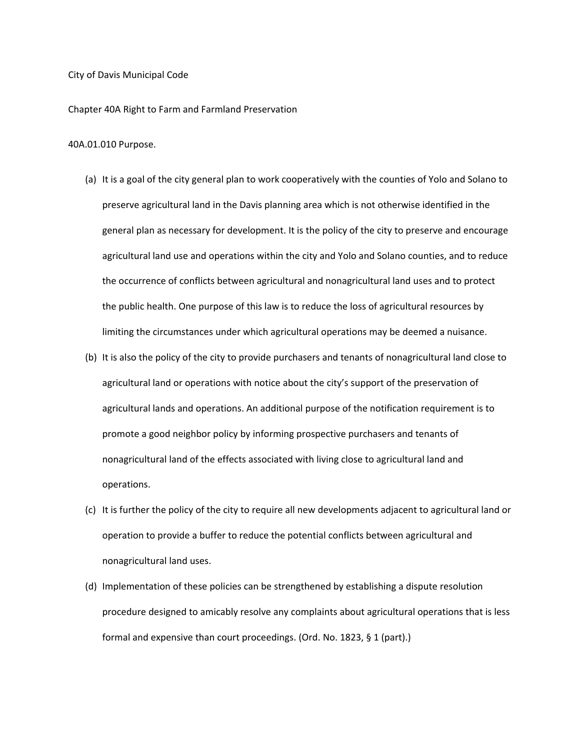City of Davis Municipal Code

Chapter 40A Right to Farm and Farmland Preservation

40A.01.010 Purpose.

(a) It is a goal of the city general plan to work cooperatively with the counties of Yolo and Solano to preserve agricultural land in the Davis planning area which is not otherwise identified in the general plan as necessary for development. It is the policy of the city to preserve and encourage agricultural land use and operations within the city and Yolo and Solano counties, and to reduce the occurrence of conflicts between agricultural and nonagricultural land uses and to protect the public health. One purpose of this law is to reduce the loss of agricultural resources by limiting the circumstances under which agricultural operations may be deemed a nuisance.

(b) It is also the policy of the city to provide purchasers and tenants of nonagricultural land close to agricultural land or operations with notice about the city's support of the preservation of agricultural lands and operations. An additional purpose of the notification requirement is to promote a good neighbor policy by informing prospective purchasers and tenants of nonagricultural land of the effects associated with living close to agricultural land and operations.

(c) It is further the policy of the city to require all new developments adjacent to agricultural land or operation to provide a buffer to reduce the potential conflicts between agricultural and nonagricultural land uses.

(d) Implementation of these policies can be strengthened by establishing a dispute resolution procedure designed to amicably resolve any complaints about agricultural operations that is less formal and expensive than court proceedings. (Ord. No. 1823, § 1 (part).)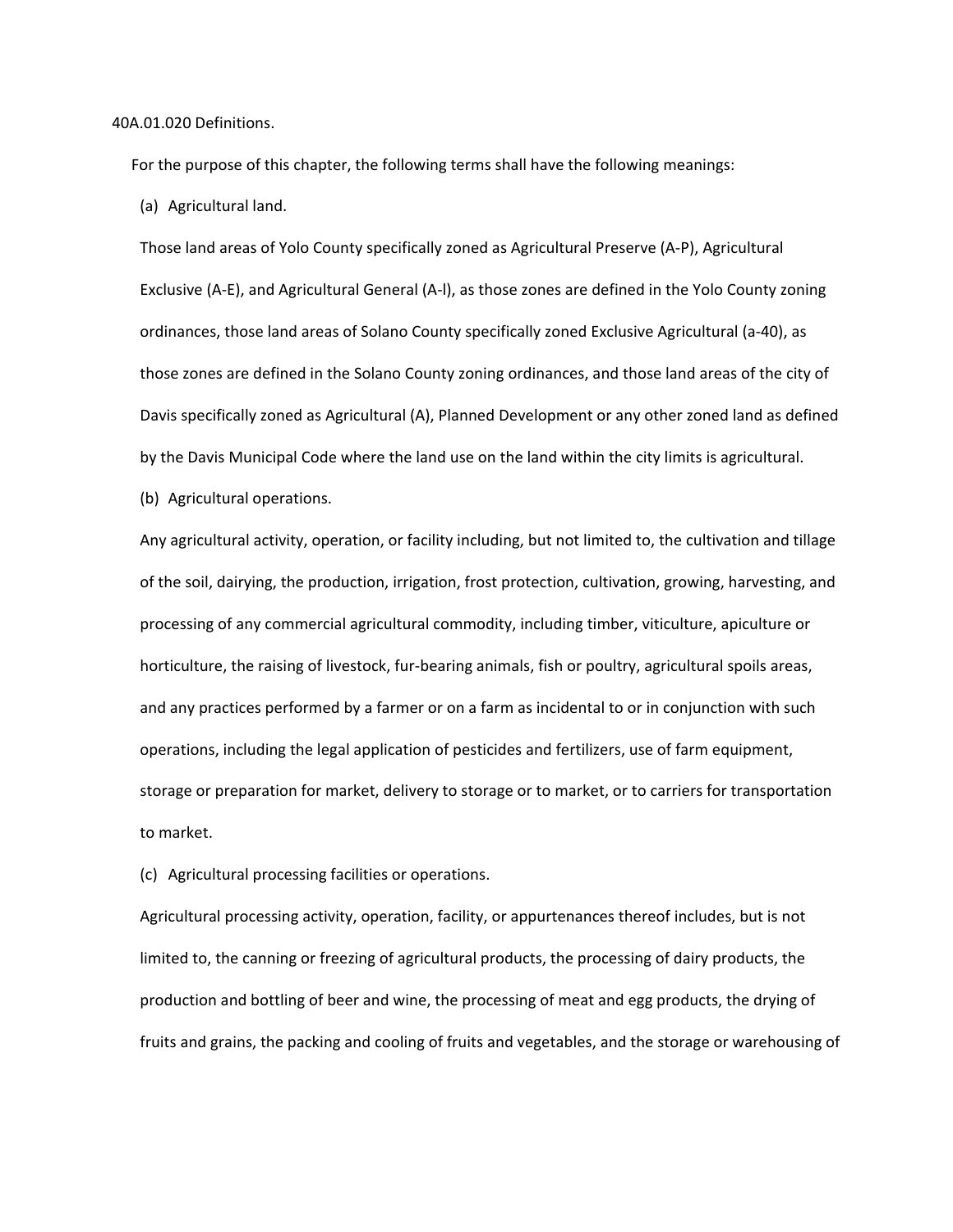40A.01.020 Definitions.

For the purpose of this chapter, the following terms shall have the following meanings:

(a) Agricultural land.

Those land areas of Yolo County specifically zoned as Agricultural Preserve (A-P), Agricultural Exclusive (A-E), and Agricultural General (A-l), as those zones are defined in the Yolo County zoning ordinances, those land areas of Solano County specifically zoned Exclusive Agricultural (a-40), as those zones are defined in the Solano County zoning ordinances, and those land areas of the city of Davis specifically zoned as Agricultural (A), Planned Development or any other zoned land as defined by the Davis Municipal Code where the land use on the land within the city limits is agricultural.

(b) Agricultural operations.

Any agricultural activity, operation, or facility including, but not limited to, the cultivation and tillage of the soil, dairying, the production, irrigation, frost protection, cultivation, growing, harvesting, and processing of any commercial agricultural commodity, including timber, viticulture, apiculture or horticulture, the raising of livestock, fur-bearing animals, fish or poultry, agricultural spoils areas, and any practices performed by a farmer or on a farm as incidental to or in conjunction with such operations, including the legal application of pesticides and fertilizers, use of farm equipment, storage or preparation for market, delivery to storage or to market, or to carriers for transportation to market.

(c) Agricultural processing facilities or operations.

Agricultural processing activity, operation, facility, or appurtenances thereof includes, but is not limited to, the canning or freezing of agricultural products, the processing of dairy products, the production and bottling of beer and wine, the processing of meat and egg products, the drying of fruits and grains, the packing and cooling of fruits and vegetables, and the storage or warehousing of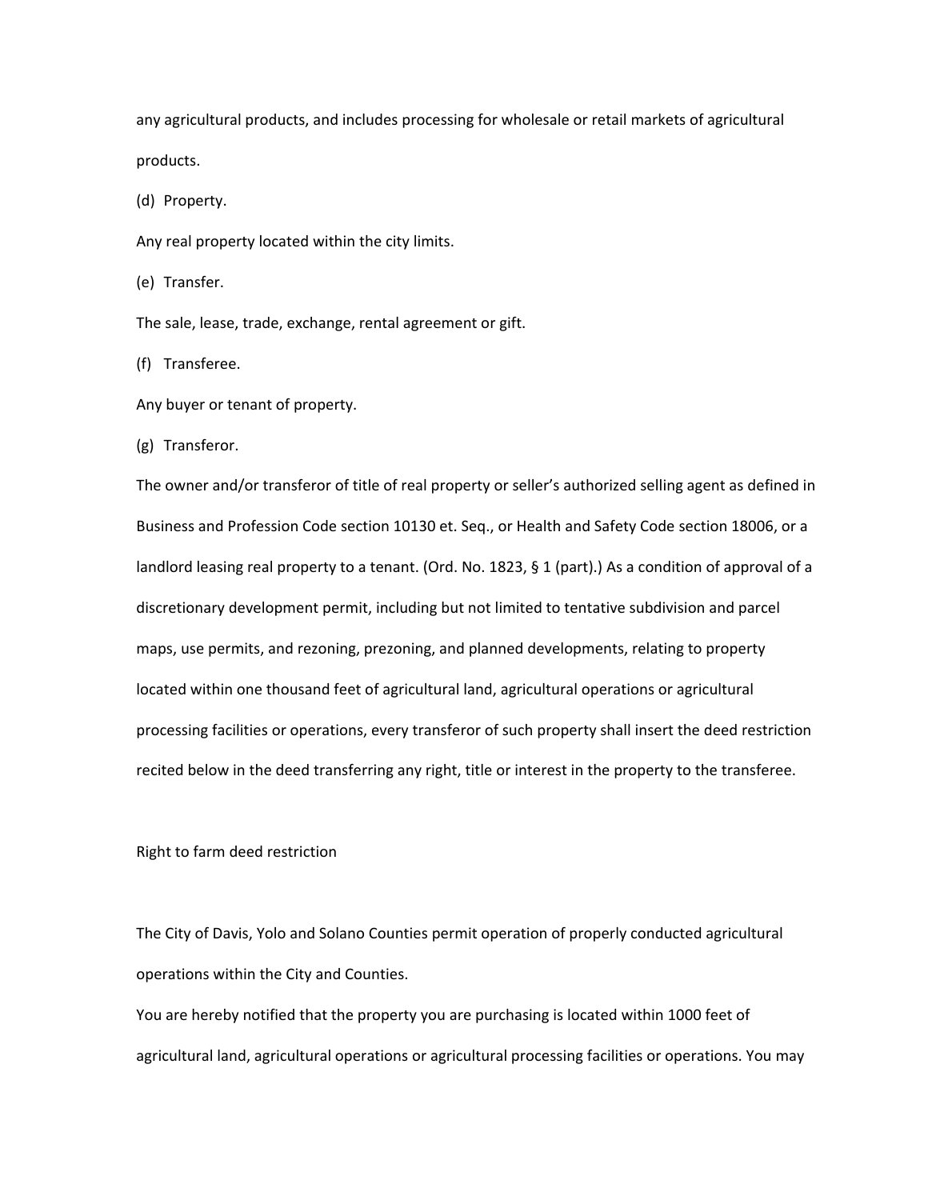any agricultural products, and includes processing for wholesale or retail markets of agricultural products.

(d) Property.

Any real property located within the city limits.

(e) Transfer.

The sale, lease, trade, exchange, rental agreement or gift.

(f) Transferee.

Any buyer or tenant of property.

(g) Transferor.

The owner and/or transferor of title of real property or seller's authorized selling agent as defined in Business and Profession Code section 10130 et. Seq., or Health and Safety Code section 18006, or a landlord leasing real property to a tenant. (Ord. No. 1823, § 1 (part).) As a condition of approval of a discretionary development permit, including but not limited to tentative subdivision and parcel maps, use permits, and rezoning, prezoning, and planned developments, relating to property located within one thousand feet of agricultural land, agricultural operations or agricultural processing facilities or operations, every transferor of such property shall insert the deed restriction recited below in the deed transferring any right, title or interest in the property to the transferee.

Right to farm deed restriction

The City of Davis, Yolo and Solano Counties permit operation of properly conducted agricultural operations within the City and Counties.

You are hereby notified that the property you are purchasing is located within 1000 feet of agricultural land, agricultural operations or agricultural processing facilities or operations. You may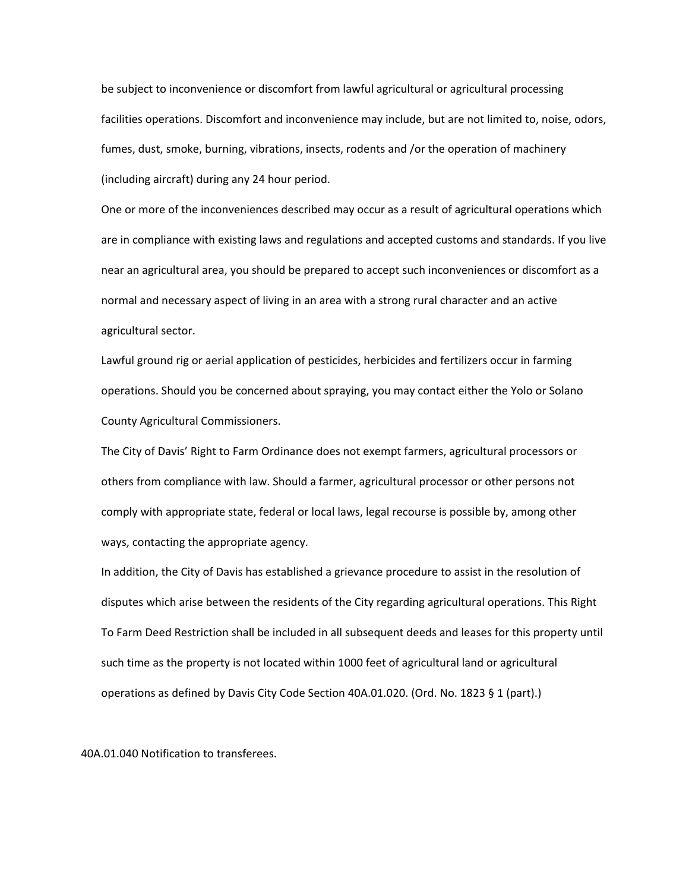be subject to inconvenience or discomfort from lawful agricultural or agricultural processing facilities operations. Discomfort and inconvenience may include, but are not limited to, noise, odors, fumes, dust, smoke, burning, vibrations, insects, rodents and /or the operation of machinery (including aircraft) during any 24 hour period.

One or more of the inconveniences described may occur as a result of agricultural operations which are in compliance with existing laws and regulations and accepted customs and standards. If you live near an agricultural area, you should be prepared to accept such inconveniences or discomfort as a normal and necessary aspect of living in an area with a strong rural character and an active agricultural sector.

Lawful ground rig or aerial application of pesticides, herbicides and fertilizers occur in farming operations. Should you be concerned about spraying, you may contact either the Yolo or Solano County Agricultural Commissioners.

The City of Davis' Right to Farm Ordinance does not exempt farmers, agricultural processors or others from compliance with law. Should a farmer, agricultural processor or other persons not comply with appropriate state, federal or local laws, legal recourse is possible by, among other ways, contacting the appropriate agency.

In addition, the City of Davis has established a grievance procedure to assist in the resolution of disputes which arise between the residents of the City regarding agricultural operations. This Right To Farm Deed Restriction shall be included in all subsequent deeds and leases for this property until such time as the property is not located within 1000 feet of agricultural land or agricultural operations as defined by Davis City Code Section 40A.01.020. (Ord. No. 1823 § 1 (part).)

40A.01.040 Notification to transferees.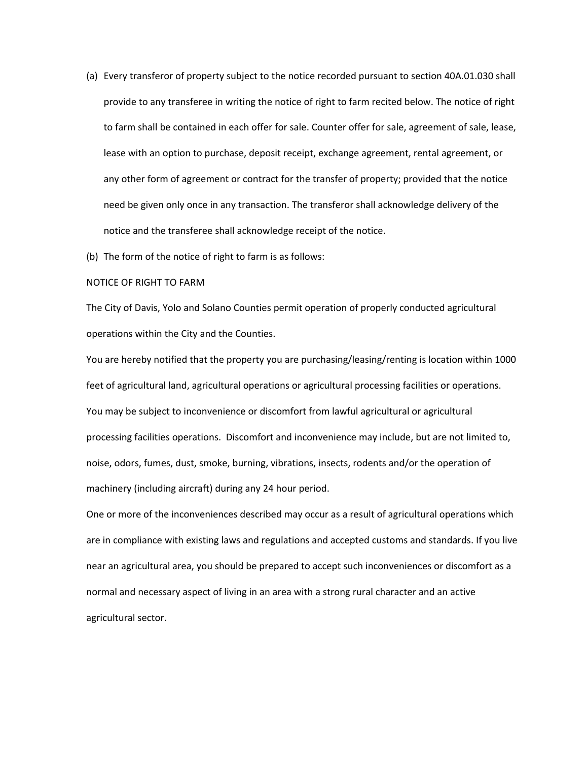(a) Every transferor of property subject to the notice recorded pursuant to section 40A.01.030 shall provide to any transferee in writing the notice of right to farm recited below. The notice of right to farm shall be contained in each offer for sale. Counter offer for sale, agreement of sale, lease, lease with an option to purchase, deposit receipt, exchange agreement, rental agreement, or any other form of agreement or contract for the transfer of property; provided that the notice need be given only once in any transaction. The transferor shall acknowledge delivery of the notice and the transferee shall acknowledge receipt of the notice.

(b) The form of the notice of right to farm is as follows:

NOTICE OF RIGHT TO FARM

The City of Davis, Yolo and Solano Counties permit operation of properly conducted agricultural operations within the City and the Counties.

You are hereby notified that the property you are purchasing/leasing/renting is location within 1000 feet of agricultural land, agricultural operations or agricultural processing facilities or operations. You may be subject to inconvenience or discomfort from lawful agricultural or agricultural processing facilities operations. Discomfort and inconvenience may include, but are not limited to, noise, odors, fumes, dust, smoke, burning, vibrations, insects, rodents and/or the operation of machinery (including aircraft) during any 24 hour period.

One or more of the inconveniences described may occur as a result of agricultural operations which are in compliance with existing laws and regulations and accepted customs and standards. If you live near an agricultural area, you should be prepared to accept such inconveniences or discomfort as a normal and necessary aspect of living in an area with a strong rural character and an active agricultural sector.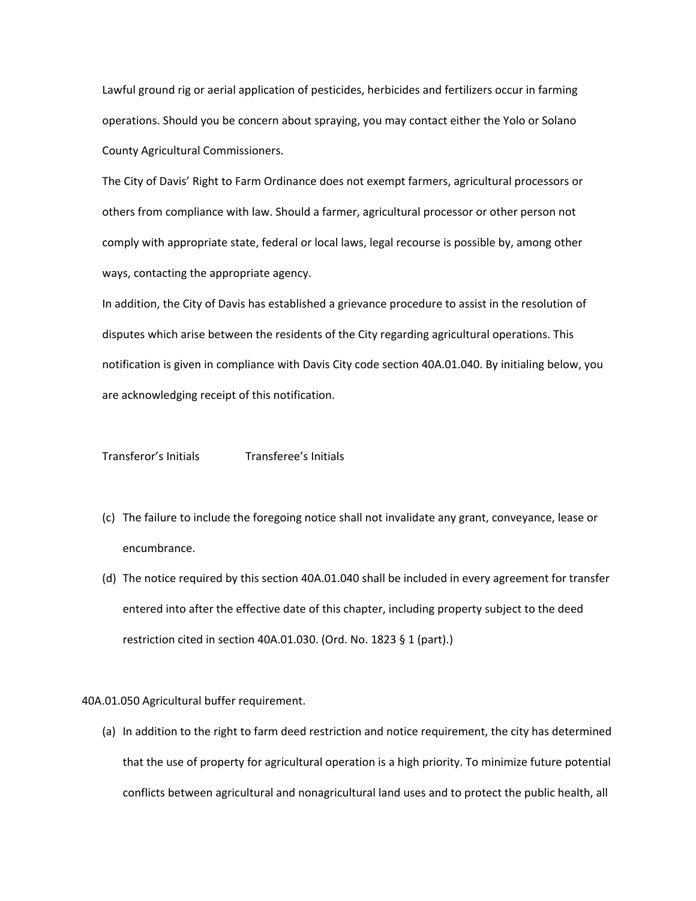Lawful ground rig or aerial application of pesticides, herbicides and fertilizers occur in farming operations. Should you be concern about spraying, you may contact either the Yolo or Solano County Agricultural Commissioners.

The City of Davis' Right to Farm Ordinance does not exempt farmers, agricultural processors or others from compliance with law. Should a farmer, agricultural processor or other person not comply with appropriate state, federal or local laws, legal recourse is possible by, among other ways, contacting the appropriate agency.

In addition, the City of Davis has established a grievance procedure to assist in the resolution of disputes which arise between the residents of the City regarding agricultural operations. This notification is given in compliance with Davis City code section 40A.01.040. By initialing below, you are acknowledging receipt of this notification.

Transferor's Initials          Transferee's Initials

(c) The failure to include the foregoing notice shall not invalidate any grant, conveyance, lease or encumbrance.

(d) The notice required by this section 40A.01.040 shall be included in every agreement for transfer entered into after the effective date of this chapter, including property subject to the deed restriction cited in section 40A.01.030. (Ord. No. 1823 § 1 (part).)

40A.01.050 Agricultural buffer requirement.

(a) In addition to the right to farm deed restriction and notice requirement, the city has determined that the use of property for agricultural operation is a high priority. To minimize future potential conflicts between agricultural and nonagricultural land uses and to protect the public health, all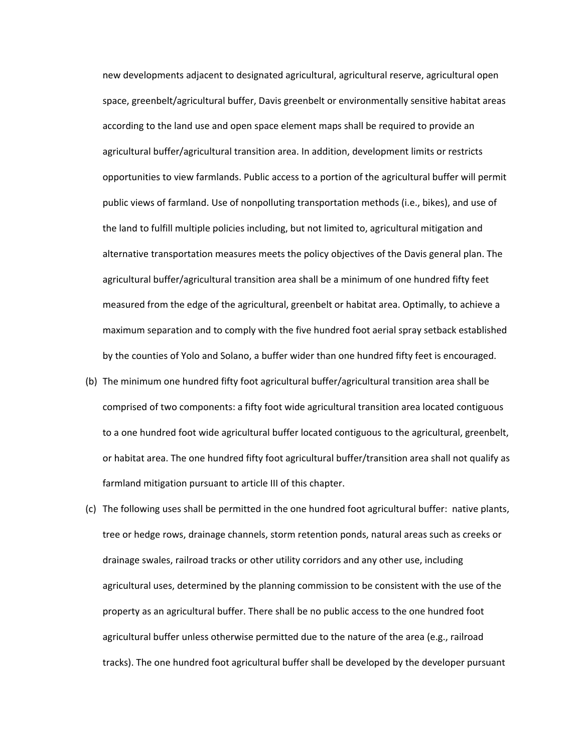new developments adjacent to designated agricultural, agricultural reserve, agricultural open space, greenbelt/agricultural buffer, Davis greenbelt or environmentally sensitive habitat areas according to the land use and open space element maps shall be required to provide an agricultural buffer/agricultural transition area. In addition, development limits or restricts opportunities to view farmlands. Public access to a portion of the agricultural buffer will permit public views of farmland. Use of nonpolluting transportation methods (i.e., bikes), and use of the land to fulfill multiple policies including, but not limited to, agricultural mitigation and alternative transportation measures meets the policy objectives of the Davis general plan. The agricultural buffer/agricultural transition area shall be a minimum of one hundred fifty feet measured from the edge of the agricultural, greenbelt or habitat area. Optimally, to achieve a maximum separation and to comply with the five hundred foot aerial spray setback established by the counties of Yolo and Solano, a buffer wider than one hundred fifty feet is encouraged.

(b) The minimum one hundred fifty foot agricultural buffer/agricultural transition area shall be comprised of two components: a fifty foot wide agricultural transition area located contiguous to a one hundred foot wide agricultural buffer located contiguous to the agricultural, greenbelt, or habitat area. The one hundred fifty foot agricultural buffer/transition area shall not qualify as farmland mitigation pursuant to article III of this chapter.

(c) The following uses shall be permitted in the one hundred foot agricultural buffer: native plants, tree or hedge rows, drainage channels, storm retention ponds, natural areas such as creeks or drainage swales, railroad tracks or other utility corridors and any other use, including agricultural uses, determined by the planning commission to be consistent with the use of the property as an agricultural buffer. There shall be no public access to the one hundred foot agricultural buffer unless otherwise permitted due to the nature of the area (e.g., railroad tracks). The one hundred foot agricultural buffer shall be developed by the developer pursuant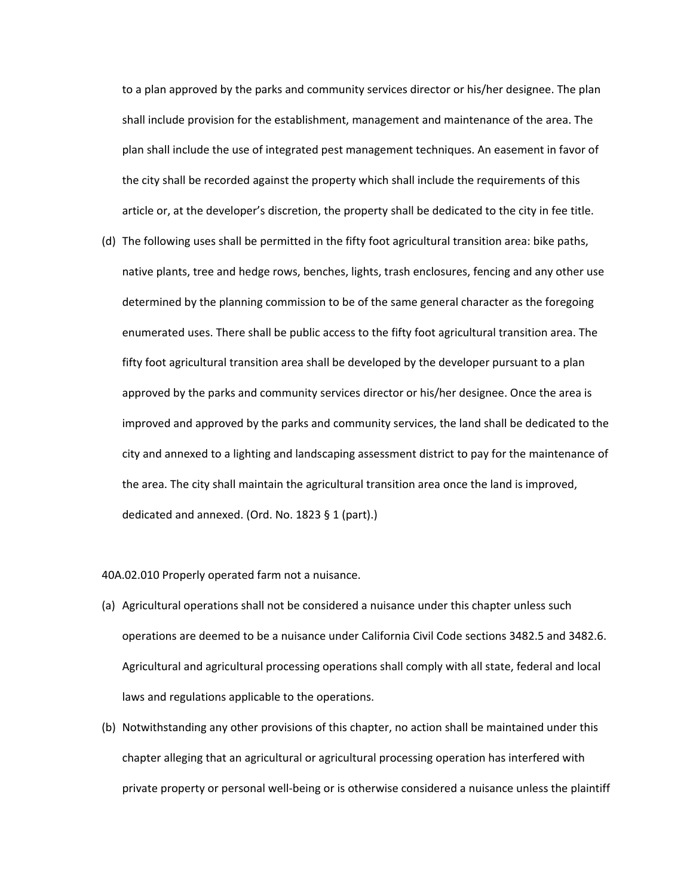to a plan approved by the parks and community services director or his/her designee. The plan shall include provision for the establishment, management and maintenance of the area. The plan shall include the use of integrated pest management techniques. An easement in favor of the city shall be recorded against the property which shall include the requirements of this article or, at the developer's discretion, the property shall be dedicated to the city in fee title.

(d) The following uses shall be permitted in the fifty foot agricultural transition area: bike paths, native plants, tree and hedge rows, benches, lights, trash enclosures, fencing and any other use determined by the planning commission to be of the same general character as the foregoing enumerated uses. There shall be public access to the fifty foot agricultural transition area. The fifty foot agricultural transition area shall be developed by the developer pursuant to a plan approved by the parks and community services director or his/her designee. Once the area is improved and approved by the parks and community services, the land shall be dedicated to the city and annexed to a lighting and landscaping assessment district to pay for the maintenance of the area. The city shall maintain the agricultural transition area once the land is improved, dedicated and annexed. (Ord. No. 1823 § 1 (part).)

40A.02.010 Properly operated farm not a nuisance.

(a) Agricultural operations shall not be considered a nuisance under this chapter unless such operations are deemed to be a nuisance under California Civil Code sections 3482.5 and 3482.6. Agricultural and agricultural processing operations shall comply with all state, federal and local laws and regulations applicable to the operations.

(b) Notwithstanding any other provisions of this chapter, no action shall be maintained under this chapter alleging that an agricultural or agricultural processing operation has interfered with private property or personal well-being or is otherwise considered a nuisance unless the plaintiff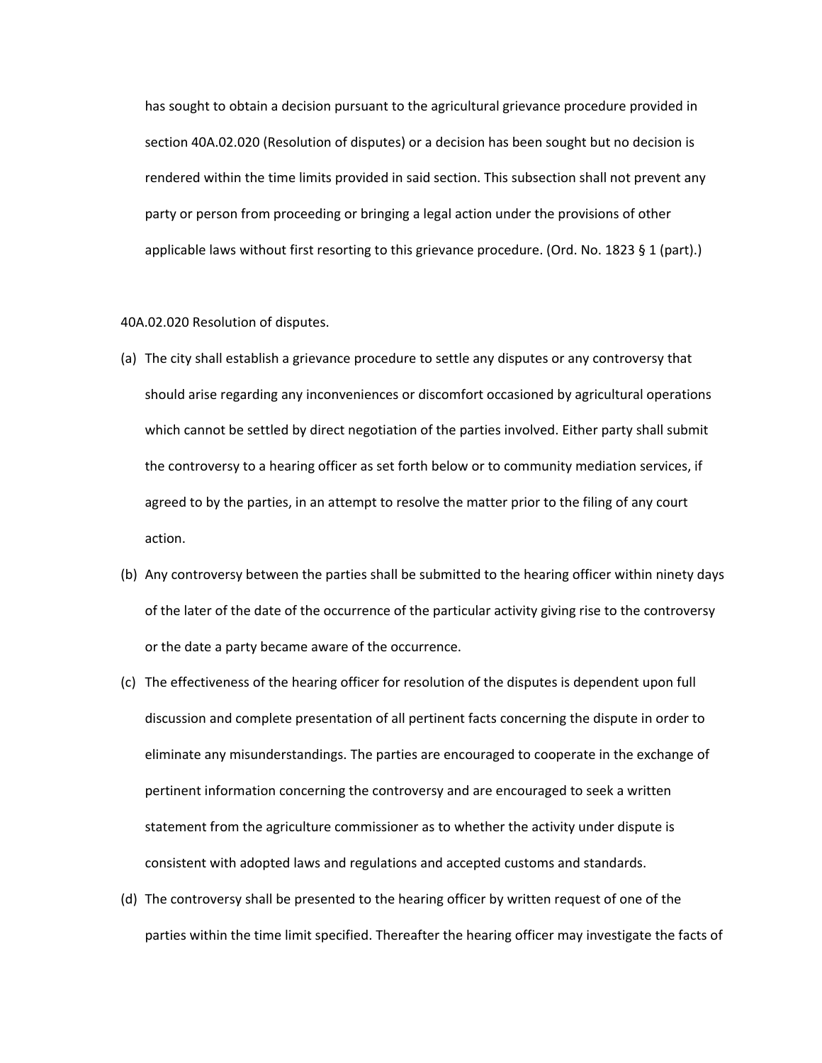has sought to obtain a decision pursuant to the agricultural grievance procedure provided in section 40A.02.020 (Resolution of disputes) or a decision has been sought but no decision is rendered within the time limits provided in said section. This subsection shall not prevent any party or person from proceeding or bringing a legal action under the provisions of other applicable laws without first resorting to this grievance procedure. (Ord. No. 1823 § 1 (part).)

40A.02.020 Resolution of disputes.

(a) The city shall establish a grievance procedure to settle any disputes or any controversy that should arise regarding any inconveniences or discomfort occasioned by agricultural operations which cannot be settled by direct negotiation of the parties involved. Either party shall submit the controversy to a hearing officer as set forth below or to community mediation services, if agreed to by the parties, in an attempt to resolve the matter prior to the filing of any court action.

(b) Any controversy between the parties shall be submitted to the hearing officer within ninety days of the later of the date of the occurrence of the particular activity giving rise to the controversy or the date a party became aware of the occurrence.

(c) The effectiveness of the hearing officer for resolution of the disputes is dependent upon full discussion and complete presentation of all pertinent facts concerning the dispute in order to eliminate any misunderstandings. The parties are encouraged to cooperate in the exchange of pertinent information concerning the controversy and are encouraged to seek a written statement from the agriculture commissioner as to whether the activity under dispute is consistent with adopted laws and regulations and accepted customs and standards.

(d) The controversy shall be presented to the hearing officer by written request of one of the parties within the time limit specified. Thereafter the hearing officer may investigate the facts of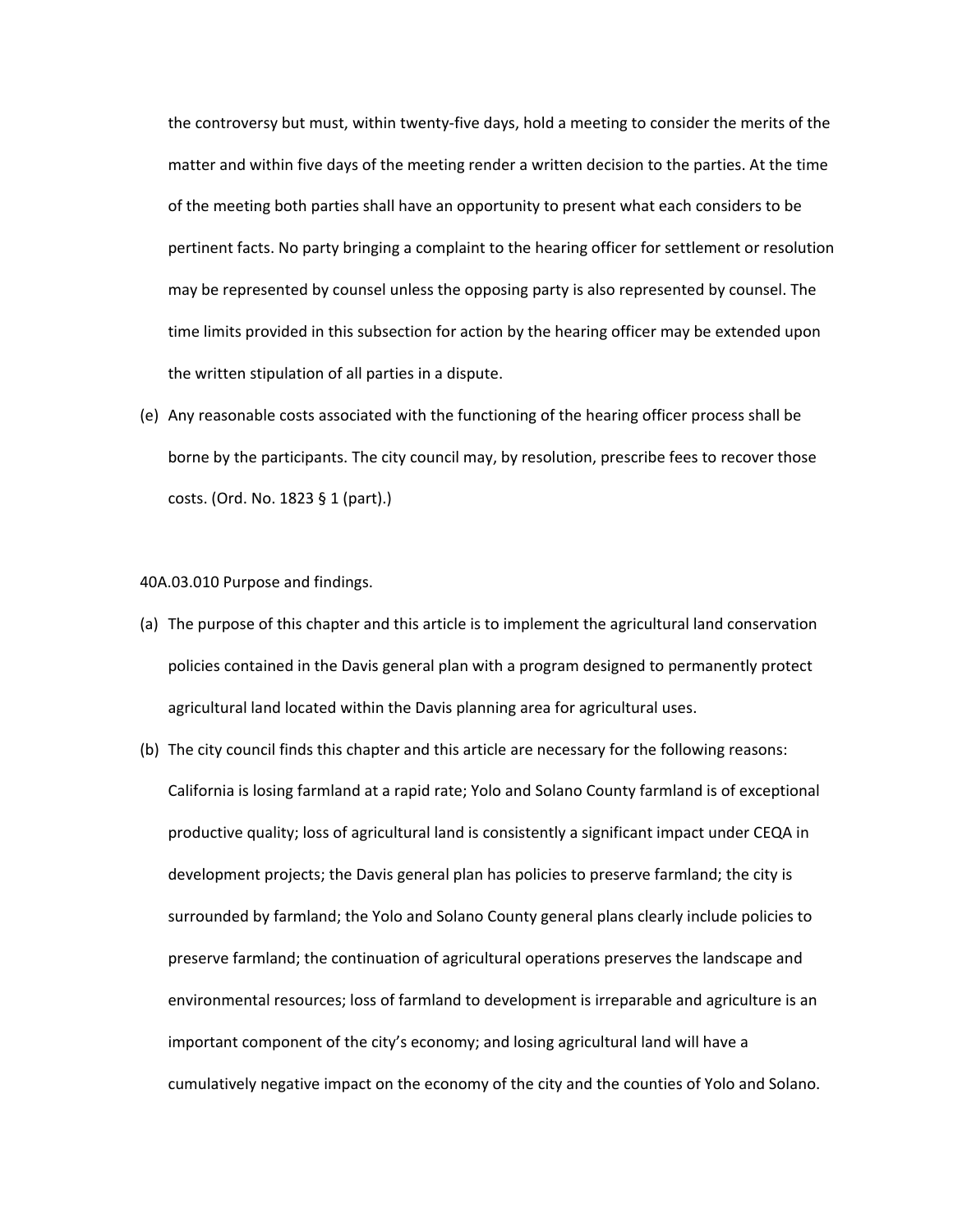the controversy but must, within twenty-five days, hold a meeting to consider the merits of the matter and within five days of the meeting render a written decision to the parties. At the time of the meeting both parties shall have an opportunity to present what each considers to be pertinent facts. No party bringing a complaint to the hearing officer for settlement or resolution may be represented by counsel unless the opposing party is also represented by counsel. The time limits provided in this subsection for action by the hearing officer may be extended upon the written stipulation of all parties in a dispute.

(e) Any reasonable costs associated with the functioning of the hearing officer process shall be borne by the participants. The city council may, by resolution, prescribe fees to recover those costs. (Ord. No. 1823 § 1 (part).)

40A.03.010 Purpose and findings.

(a) The purpose of this chapter and this article is to implement the agricultural land conservation policies contained in the Davis general plan with a program designed to permanently protect agricultural land located within the Davis planning area for agricultural uses.

(b) The city council finds this chapter and this article are necessary for the following reasons: California is losing farmland at a rapid rate; Yolo and Solano County farmland is of exceptional productive quality; loss of agricultural land is consistently a significant impact under CEQA in development projects; the Davis general plan has policies to preserve farmland; the city is surrounded by farmland; the Yolo and Solano County general plans clearly include policies to preserve farmland; the continuation of agricultural operations preserves the landscape and environmental resources; loss of farmland to development is irreparable and agriculture is an important component of the city's economy; and losing agricultural land will have a cumulatively negative impact on the economy of the city and the counties of Yolo and Solano.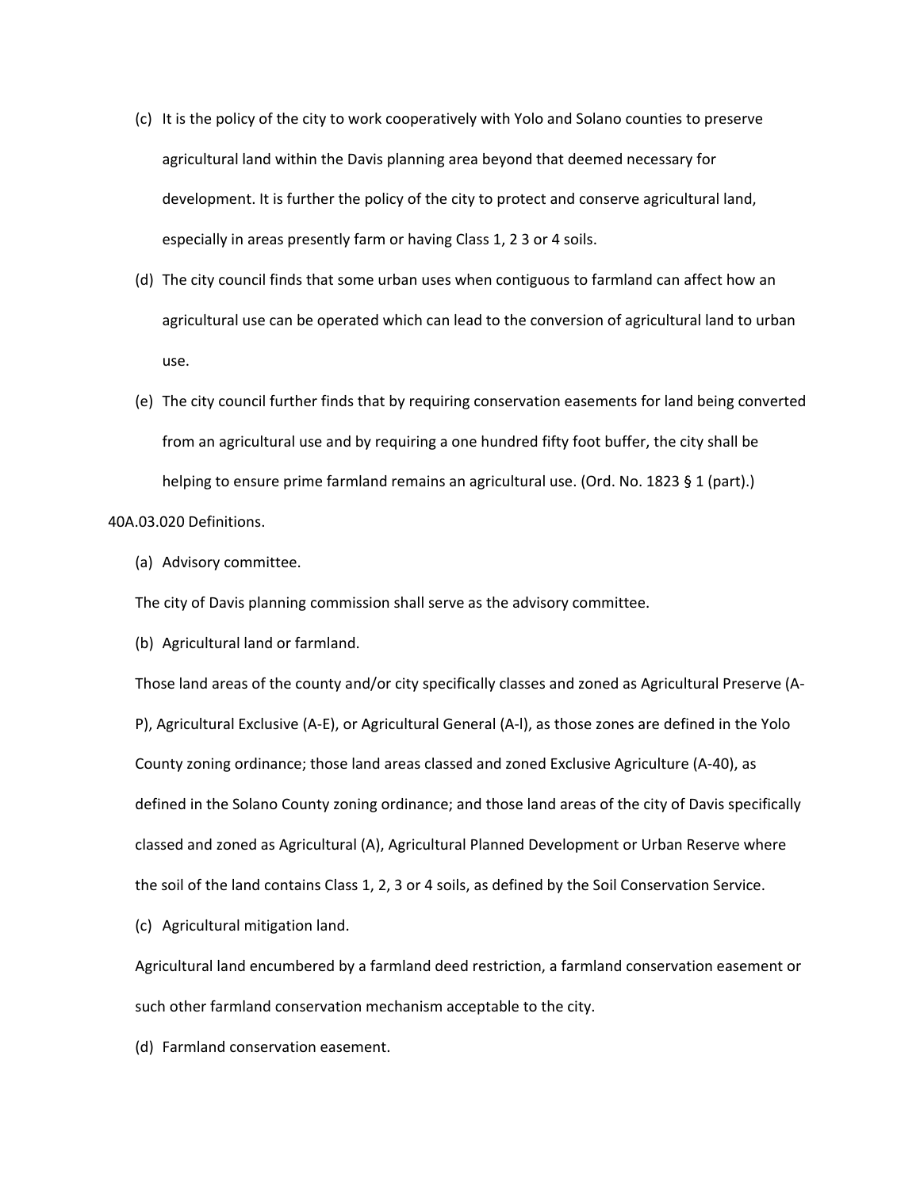(c) It is the policy of the city to work cooperatively with Yolo and Solano counties to preserve agricultural land within the Davis planning area beyond that deemed necessary for development. It is further the policy of the city to protect and conserve agricultural land, especially in areas presently farm or having Class 1, 2 3 or 4 soils.

(d) The city council finds that some urban uses when contiguous to farmland can affect how an agricultural use can be operated which can lead to the conversion of agricultural land to urban use.

(e) The city council further finds that by requiring conservation easements for land being converted from an agricultural use and by requiring a one hundred fifty foot buffer, the city shall be helping to ensure prime farmland remains an agricultural use. (Ord. No. 1823 § 1 (part).)

40A.03.020 Definitions.

(a) Advisory committee.

The city of Davis planning commission shall serve as the advisory committee.

(b) Agricultural land or farmland.

Those land areas of the county and/or city specifically classes and zoned as Agricultural Preserve (A-P), Agricultural Exclusive (A-E), or Agricultural General (A-l), as those zones are defined in the Yolo County zoning ordinance; those land areas classed and zoned Exclusive Agriculture (A-40), as defined in the Solano County zoning ordinance; and those land areas of the city of Davis specifically classed and zoned as Agricultural (A), Agricultural Planned Development or Urban Reserve where the soil of the land contains Class 1, 2, 3 or 4 soils, as defined by the Soil Conservation Service.

(c) Agricultural mitigation land.

Agricultural land encumbered by a farmland deed restriction, a farmland conservation easement or such other farmland conservation mechanism acceptable to the city.

(d) Farmland conservation easement.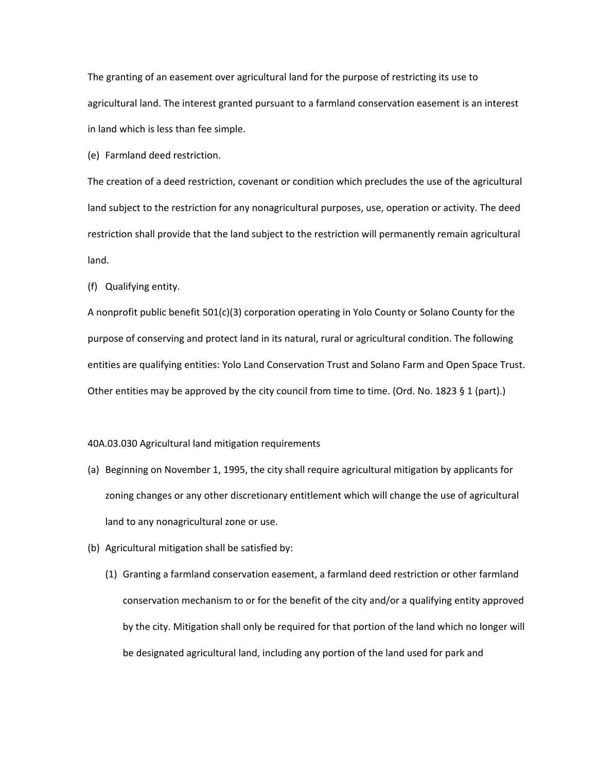The granting of an easement over agricultural land for the purpose of restricting its use to agricultural land. The interest granted pursuant to a farmland conservation easement is an interest in land which is less than fee simple.

(e) Farmland deed restriction.

The creation of a deed restriction, covenant or condition which precludes the use of the agricultural land subject to the restriction for any nonagricultural purposes, use, operation or activity. The deed restriction shall provide that the land subject to the restriction will permanently remain agricultural land.

(f) Qualifying entity.

A nonprofit public benefit 501(c)(3) corporation operating in Yolo County or Solano County for the purpose of conserving and protect land in its natural, rural or agricultural condition. The following entities are qualifying entities: Yolo Land Conservation Trust and Solano Farm and Open Space Trust. Other entities may be approved by the city council from time to time. (Ord. No. 1823 § 1 (part).)

40A.03.030 Agricultural land mitigation requirements

(a) Beginning on November 1, 1995, the city shall require agricultural mitigation by applicants for zoning changes or any other discretionary entitlement which will change the use of agricultural land to any nonagricultural zone or use.

(b) Agricultural mitigation shall be satisfied by:

   (1) Granting a farmland conservation easement, a farmland deed restriction or other farmland conservation mechanism to or for the benefit of the city and/or a qualifying entity approved by the city. Mitigation shall only be required for that portion of the land which no longer will be designated agricultural land, including any portion of the land used for park and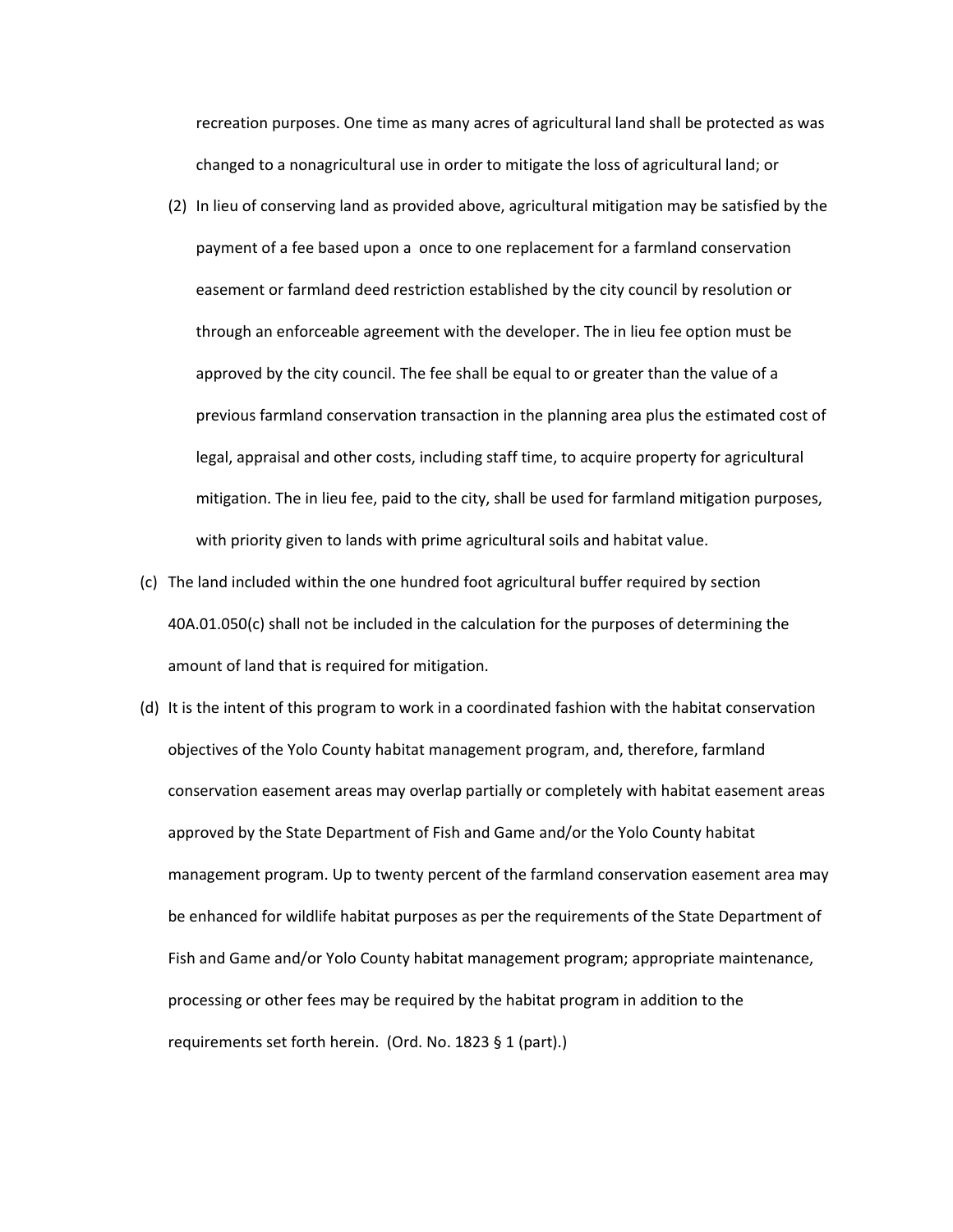recreation purposes. One time as many acres of agricultural land shall be protected as was changed to a nonagricultural use in order to mitigate the loss of agricultural land; or

(2) In lieu of conserving land as provided above, agricultural mitigation may be satisfied by the payment of a fee based upon a once to one replacement for a farmland conservation easement or farmland deed restriction established by the city council by resolution or through an enforceable agreement with the developer. The in lieu fee option must be approved by the city council. The fee shall be equal to or greater than the value of a previous farmland conservation transaction in the planning area plus the estimated cost of legal, appraisal and other costs, including staff time, to acquire property for agricultural mitigation. The in lieu fee, paid to the city, shall be used for farmland mitigation purposes, with priority given to lands with prime agricultural soils and habitat value.

(c) The land included within the one hundred foot agricultural buffer required by section 40A.01.050(c) shall not be included in the calculation for the purposes of determining the amount of land that is required for mitigation.

(d) It is the intent of this program to work in a coordinated fashion with the habitat conservation objectives of the Yolo County habitat management program, and, therefore, farmland conservation easement areas may overlap partially or completely with habitat easement areas approved by the State Department of Fish and Game and/or the Yolo County habitat management program. Up to twenty percent of the farmland conservation easement area may be enhanced for wildlife habitat purposes as per the requirements of the State Department of Fish and Game and/or Yolo County habitat management program; appropriate maintenance, processing or other fees may be required by the habitat program in addition to the requirements set forth herein. (Ord. No. 1823 § 1 (part).)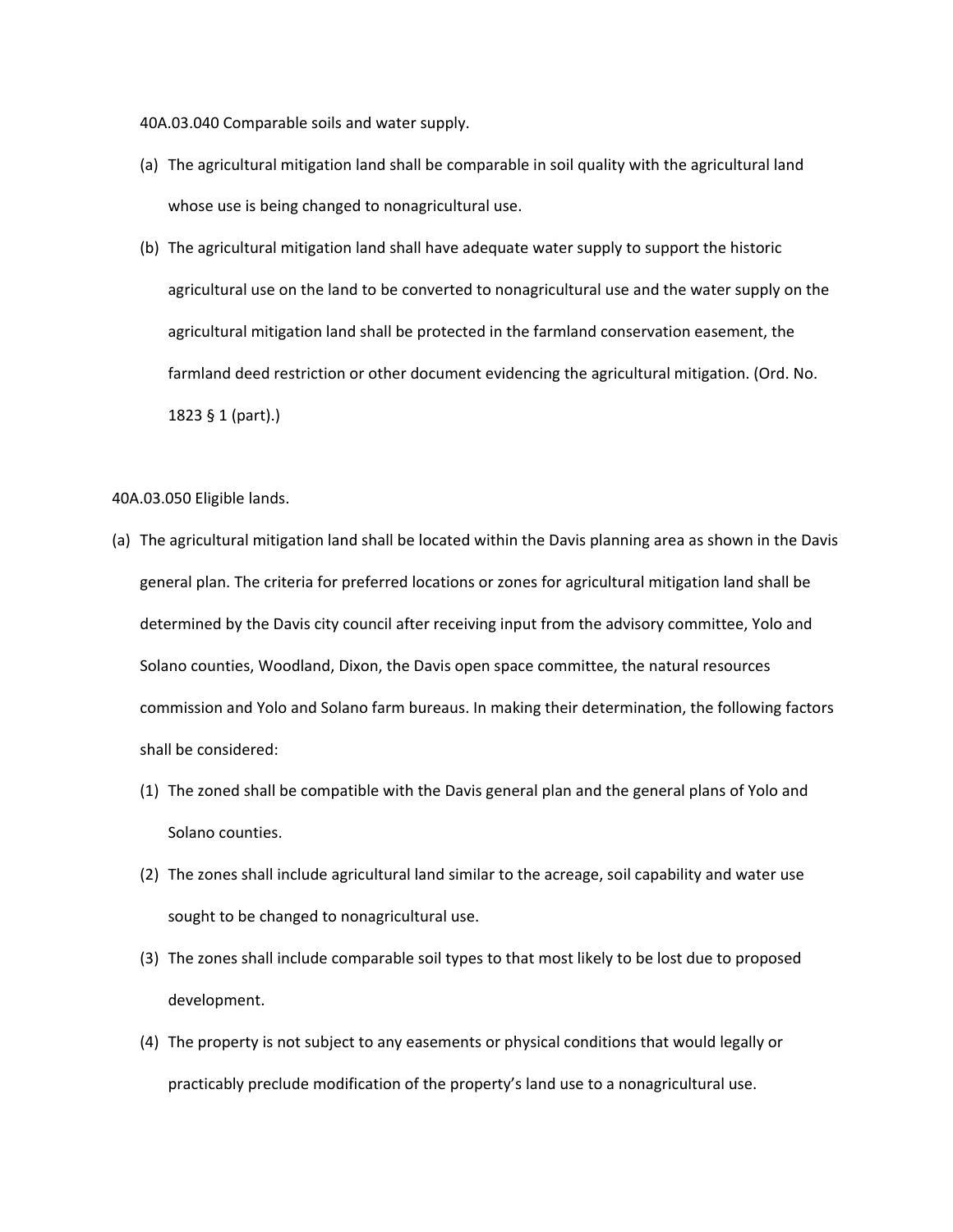40A.03.040 Comparable soils and water supply.

(a) The agricultural mitigation land shall be comparable in soil quality with the agricultural land whose use is being changed to nonagricultural use.

(b) The agricultural mitigation land shall have adequate water supply to support the historic agricultural use on the land to be converted to nonagricultural use and the water supply on the agricultural mitigation land shall be protected in the farmland conservation easement, the farmland deed restriction or other document evidencing the agricultural mitigation. (Ord. No. 1823 § 1 (part).)

40A.03.050 Eligible lands.

(a) The agricultural mitigation land shall be located within the Davis planning area as shown in the Davis general plan. The criteria for preferred locations or zones for agricultural mitigation land shall be determined by the Davis city council after receiving input from the advisory committee, Yolo and Solano counties, Woodland, Dixon, the Davis open space committee, the natural resources commission and Yolo and Solano farm bureaus. In making their determination, the following factors shall be considered:

   (1) The zoned shall be compatible with the Davis general plan and the general plans of Yolo and Solano counties.

   (2) The zones shall include agricultural land similar to the acreage, soil capability and water use sought to be changed to nonagricultural use.

   (3) The zones shall include comparable soil types to that most likely to be lost due to proposed development.

   (4) The property is not subject to any easements or physical conditions that would legally or practicably preclude modification of the property's land use to a nonagricultural use.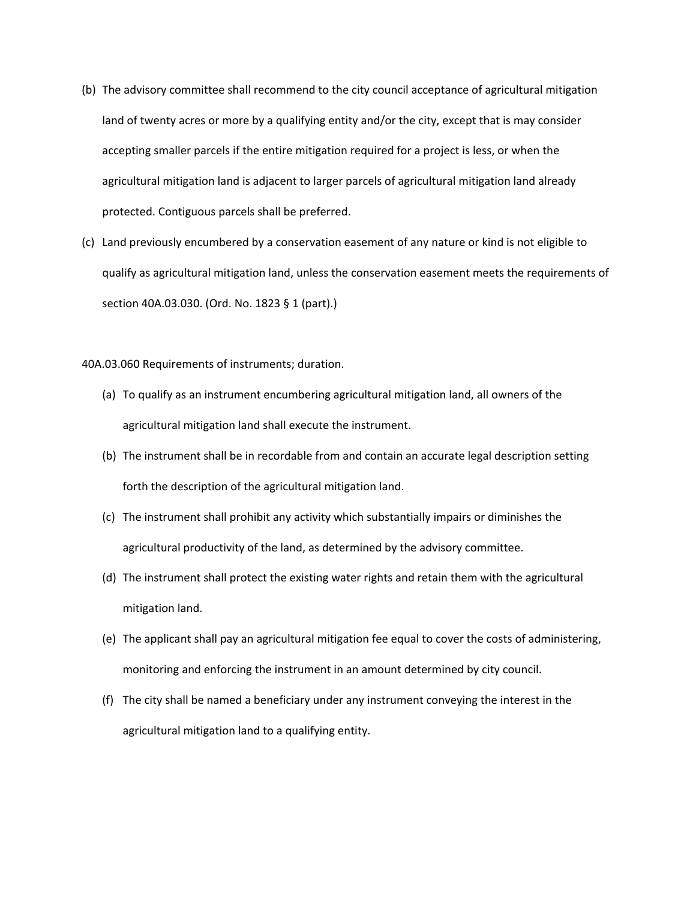(b) The advisory committee shall recommend to the city council acceptance of agricultural mitigation land of twenty acres or more by a qualifying entity and/or the city, except that is may consider accepting smaller parcels if the entire mitigation required for a project is less, or when the agricultural mitigation land is adjacent to larger parcels of agricultural mitigation land already protected. Contiguous parcels shall be preferred.

(c) Land previously encumbered by a conservation easement of any nature or kind is not eligible to qualify as agricultural mitigation land, unless the conservation easement meets the requirements of section 40A.03.030. (Ord. No. 1823 § 1 (part).)

40A.03.060 Requirements of instruments; duration.

(a) To qualify as an instrument encumbering agricultural mitigation land, all owners of the agricultural mitigation land shall execute the instrument.

(b) The instrument shall be in recordable from and contain an accurate legal description setting forth the description of the agricultural mitigation land.

(c) The instrument shall prohibit any activity which substantially impairs or diminishes the agricultural productivity of the land, as determined by the advisory committee.

(d) The instrument shall protect the existing water rights and retain them with the agricultural mitigation land.

(e) The applicant shall pay an agricultural mitigation fee equal to cover the costs of administering, monitoring and enforcing the instrument in an amount determined by city council.

(f) The city shall be named a beneficiary under any instrument conveying the interest in the agricultural mitigation land to a qualifying entity.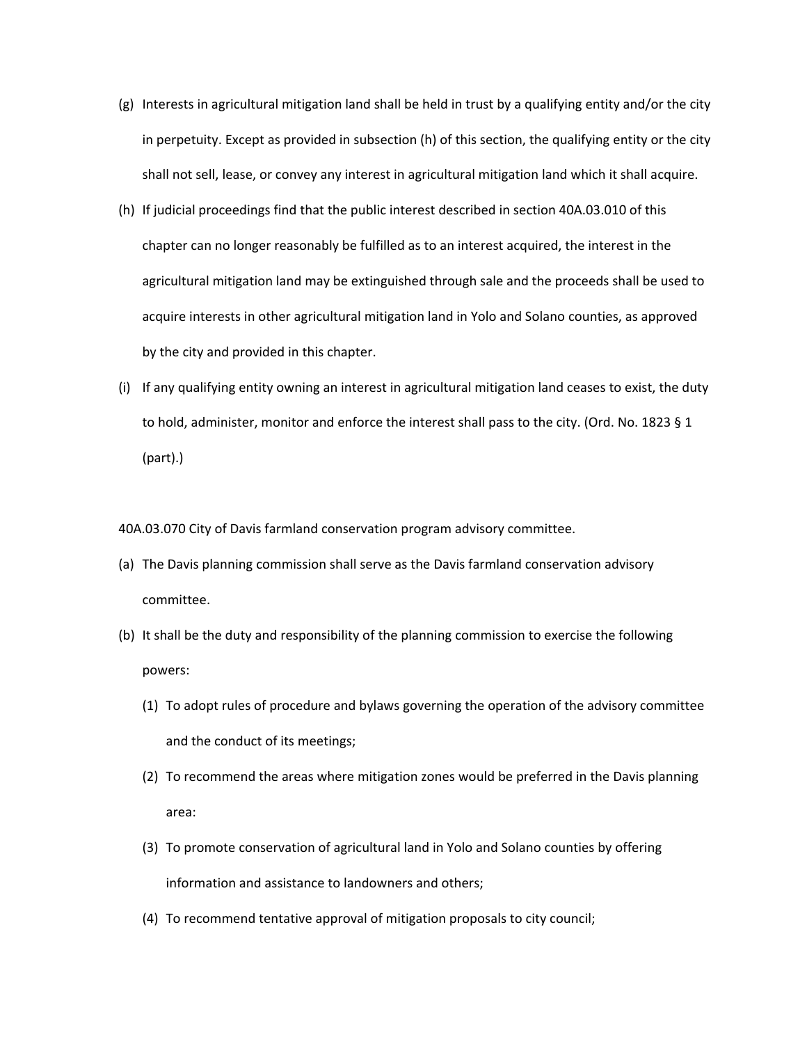(g) Interests in agricultural mitigation land shall be held in trust by a qualifying entity and/or the city in perpetuity. Except as provided in subsection (h) of this section, the qualifying entity or the city shall not sell, lease, or convey any interest in agricultural mitigation land which it shall acquire.

(h) If judicial proceedings find that the public interest described in section 40A.03.010 of this chapter can no longer reasonably be fulfilled as to an interest acquired, the interest in the agricultural mitigation land may be extinguished through sale and the proceeds shall be used to acquire interests in other agricultural mitigation land in Yolo and Solano counties, as approved by the city and provided in this chapter.

(i) If any qualifying entity owning an interest in agricultural mitigation land ceases to exist, the duty to hold, administer, monitor and enforce the interest shall pass to the city. (Ord. No. 1823 § 1 (part).)

40A.03.070 City of Davis farmland conservation program advisory committee.

(a) The Davis planning commission shall serve as the Davis farmland conservation advisory committee.

(b) It shall be the duty and responsibility of the planning commission to exercise the following powers:

   (1) To adopt rules of procedure and bylaws governing the operation of the advisory committee and the conduct of its meetings;

   (2) To recommend the areas where mitigation zones would be preferred in the Davis planning area:

   (3) To promote conservation of agricultural land in Yolo and Solano counties by offering information and assistance to landowners and others;

   (4) To recommend tentative approval of mitigation proposals to city council;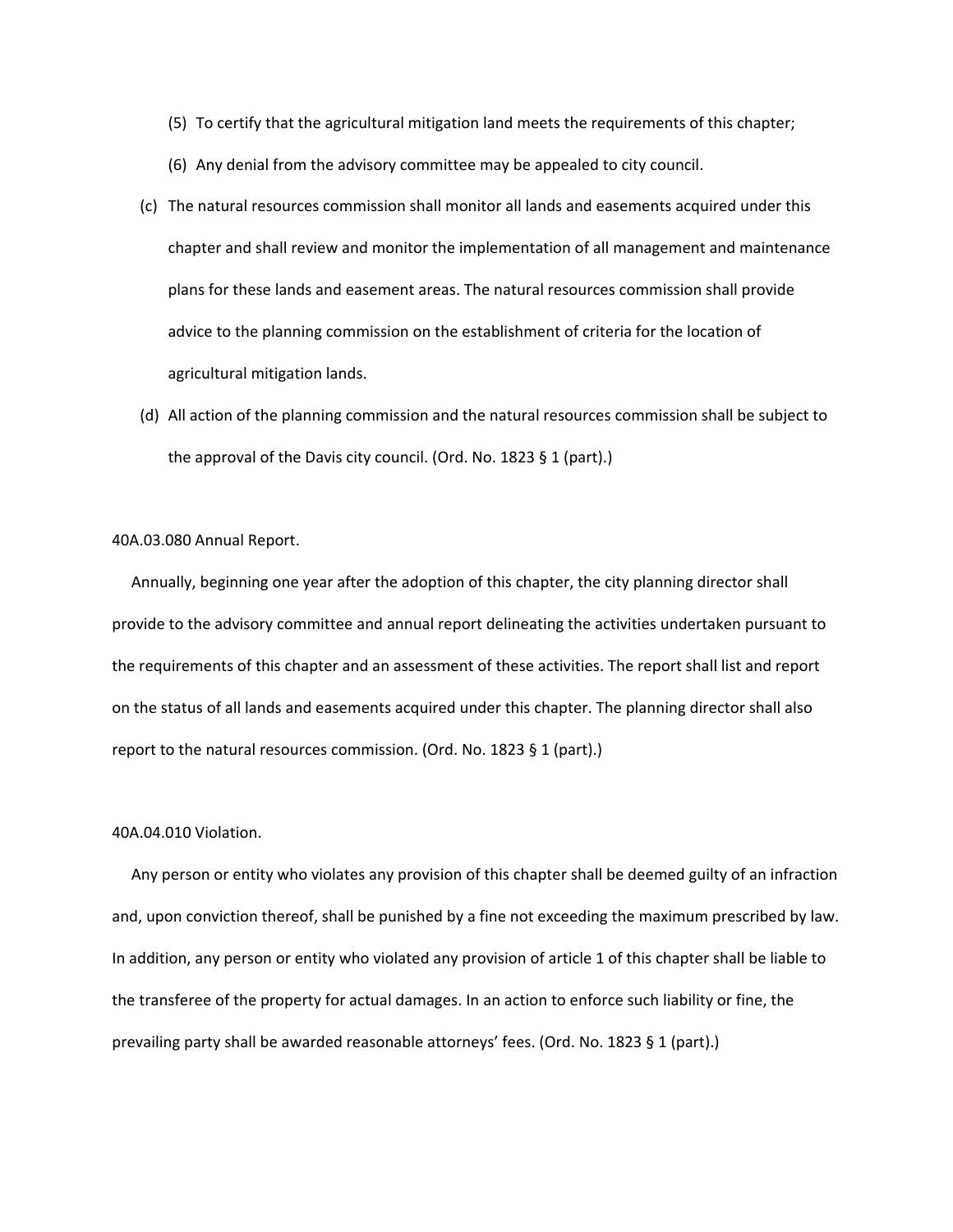(5) To certify that the agricultural mitigation land meets the requirements of this chapter;

(6) Any denial from the advisory committee may be appealed to city council.

(c) The natural resources commission shall monitor all lands and easements acquired under this chapter and shall review and monitor the implementation of all management and maintenance plans for these lands and easement areas. The natural resources commission shall provide advice to the planning commission on the establishment of criteria for the location of agricultural mitigation lands.

(d) All action of the planning commission and the natural resources commission shall be subject to the approval of the Davis city council. (Ord. No. 1823 § 1 (part).)

40A.03.080 Annual Report.

Annually, beginning one year after the adoption of this chapter, the city planning director shall provide to the advisory committee and annual report delineating the activities undertaken pursuant to the requirements of this chapter and an assessment of these activities. The report shall list and report on the status of all lands and easements acquired under this chapter. The planning director shall also report to the natural resources commission. (Ord. No. 1823 § 1 (part).)

40A.04.010 Violation.

Any person or entity who violates any provision of this chapter shall be deemed guilty of an infraction and, upon conviction thereof, shall be punished by a fine not exceeding the maximum prescribed by law. In addition, any person or entity who violated any provision of article 1 of this chapter shall be liable to the transferee of the property for actual damages. In an action to enforce such liability or fine, the prevailing party shall be awarded reasonable attorneys' fees. (Ord. No. 1823 § 1 (part).)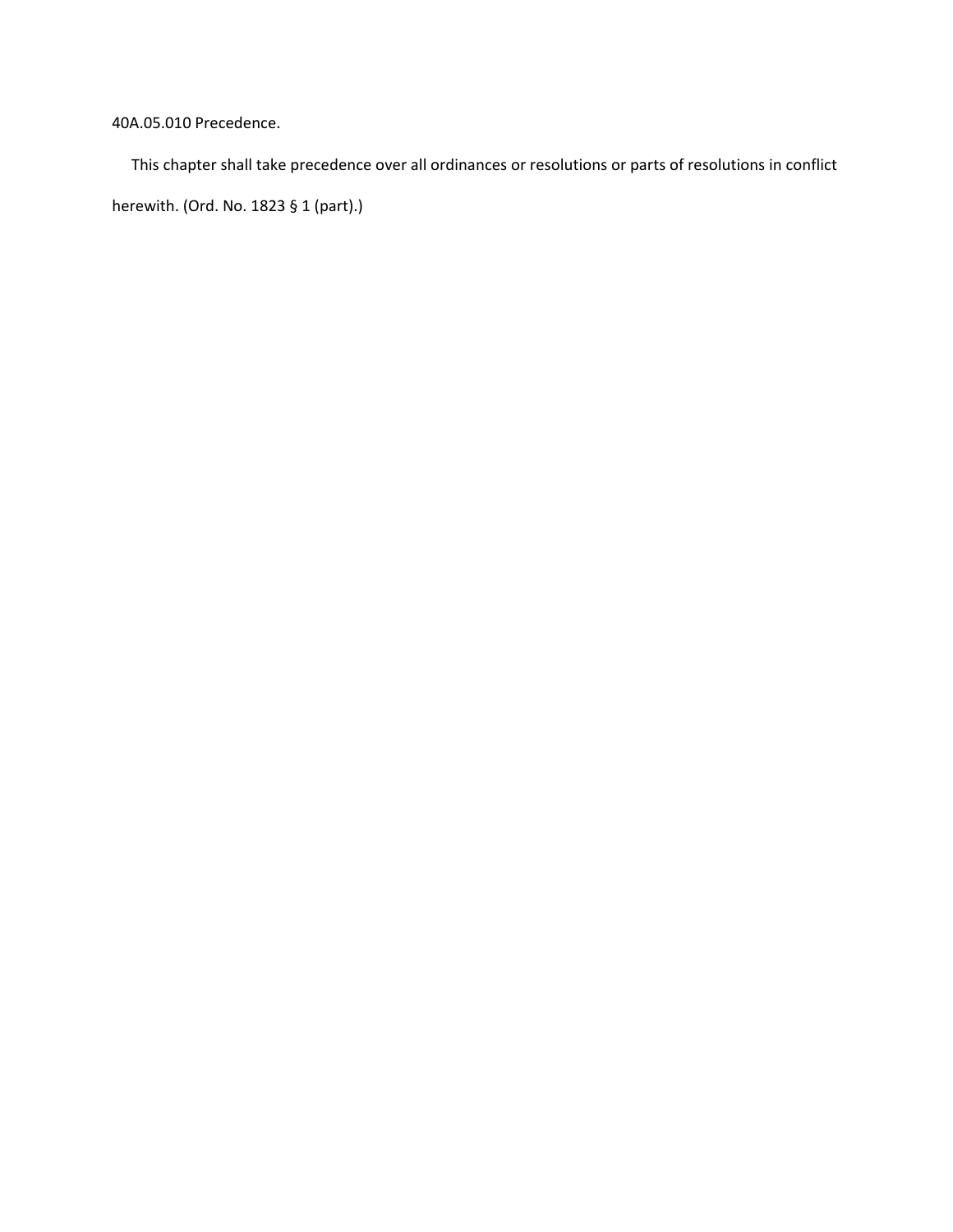40A.05.010 Precedence.

This chapter shall take precedence over all ordinances or resolutions or parts of resolutions in conflict herewith. (Ord. No. 1823 § 1 (part).)